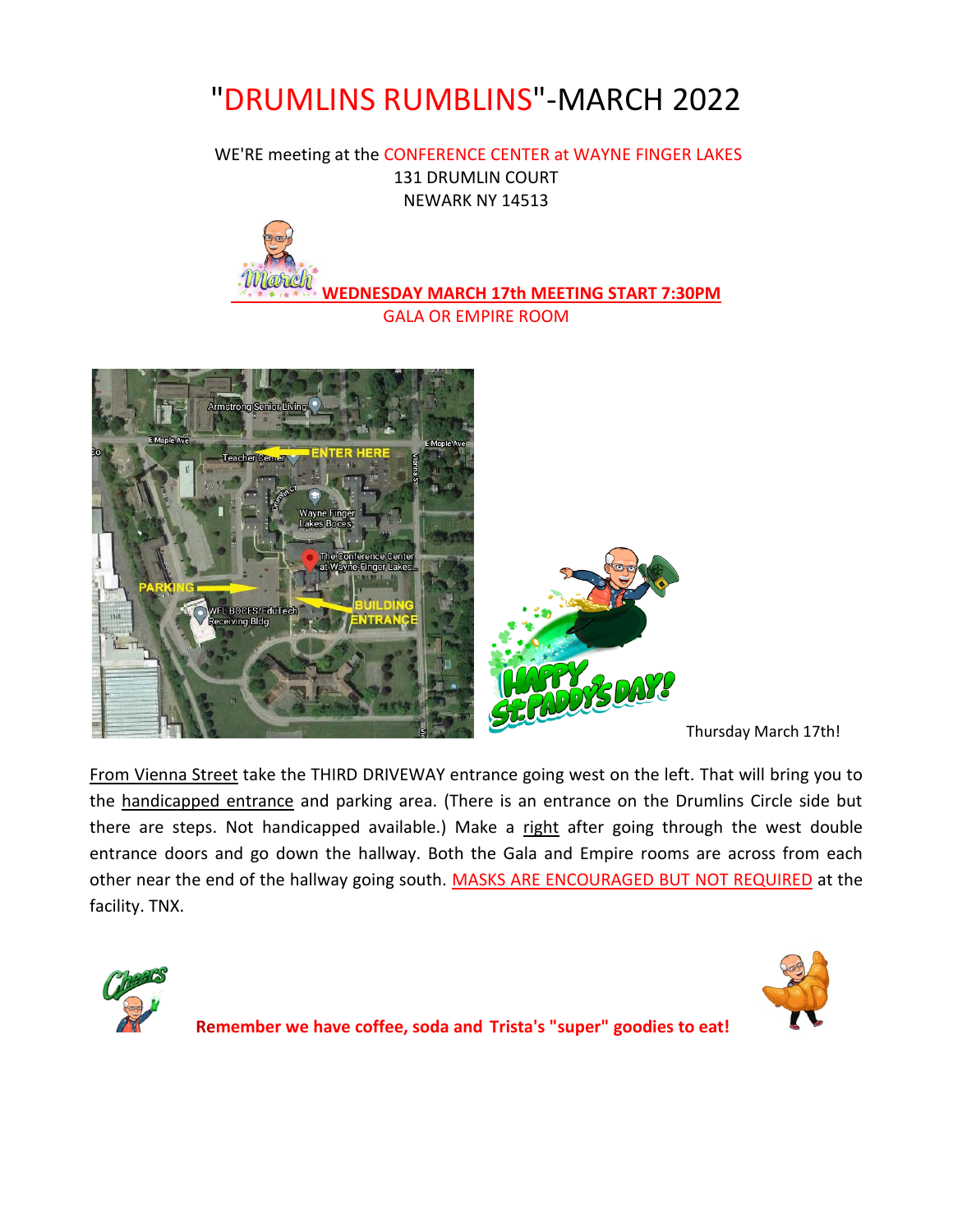# "DRUMLINS RUMBLINS"-MARCH 2022

WE'RE meeting at the CONFERENCE CENTER at WAYNE FINGER LAKES
131 DRUMLIN COURT
NEWARK NY 14513

**WEDNESDAY MARCH 17th MEETING START 7:30PM**
GALA OR EMPIRE ROOM

Thursday March 17th!

From Vienna Street take the THIRD DRIVEWAY entrance going west on the left. That will bring you to the handicapped entrance and parking area. (There is an entrance on the Drumlins Circle side but there are steps. Not handicapped available.) Make a right after going through the west double entrance doors and go down the hallway. Both the Gala and Empire rooms are across from each other near the end of the hallway going south. MASKS ARE ENCOURAGED BUT NOT REQUIRED at the facility. TNX.

**Remember we have coffee, soda and Trista's "super" goodies to eat!**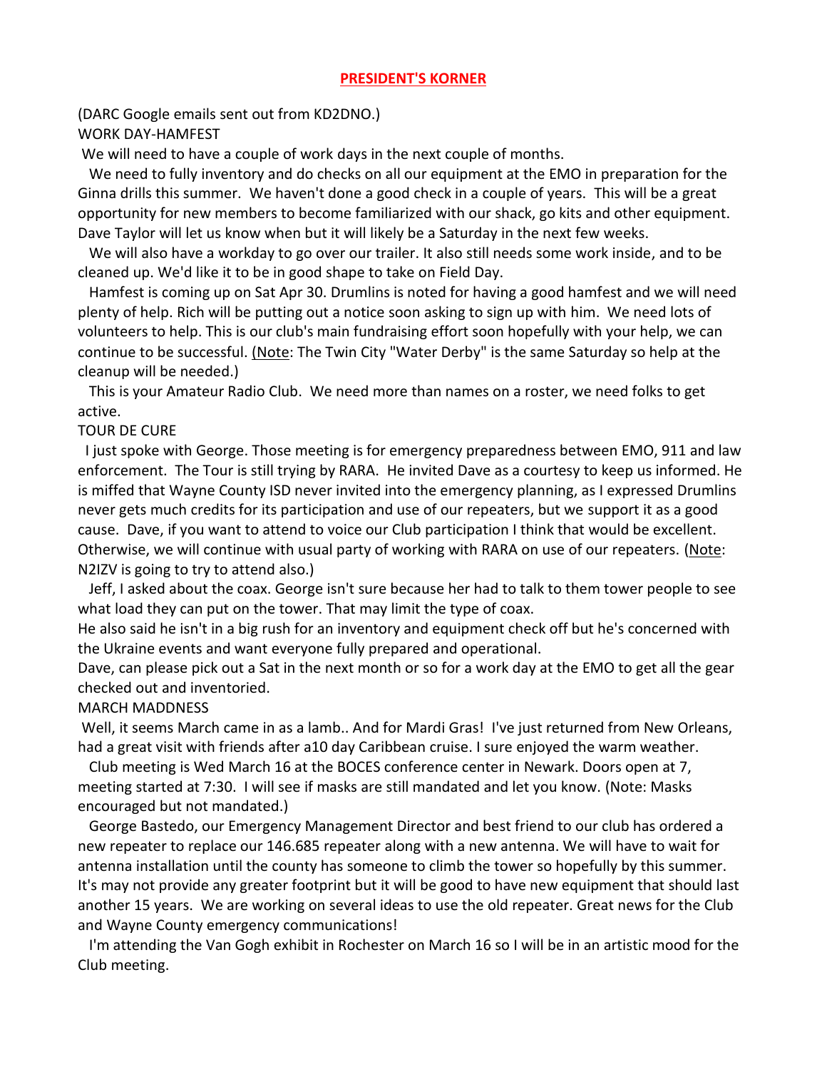## PRESIDENT'S KORNER

(DARC Google emails sent out from KD2DNO.)

WORK DAY-HAMFEST

We will need to have a couple of work days in the next couple of months.

We need to fully inventory and do checks on all our equipment at the EMO in preparation for the Ginna drills this summer. We haven't done a good check in a couple of years. This will be a great opportunity for new members to become familiarized with our shack, go kits and other equipment. Dave Taylor will let us know when but it will likely be a Saturday in the next few weeks.

We will also have a workday to go over our trailer. It also still needs some work inside, and to be cleaned up. We'd like it to be in good shape to take on Field Day.

Hamfest is coming up on Sat Apr 30. Drumlins is noted for having a good hamfest and we will need plenty of help. Rich will be putting out a notice soon asking to sign up with him. We need lots of volunteers to help. This is our club's main fundraising effort soon hopefully with your help, we can continue to be successful. (Note: The Twin City "Water Derby" is the same Saturday so help at the cleanup will be needed.)

This is your Amateur Radio Club. We need more than names on a roster, we need folks to get active.

TOUR DE CURE

I just spoke with George. Those meeting is for emergency preparedness between EMO, 911 and law enforcement. The Tour is still trying by RARA. He invited Dave as a courtesy to keep us informed. He is miffed that Wayne County ISD never invited into the emergency planning, as I expressed Drumlins never gets much credits for its participation and use of our repeaters, but we support it as a good cause. Dave, if you want to attend to voice our Club participation I think that would be excellent. Otherwise, we will continue with usual party of working with RARA on use of our repeaters. (Note: N2IZV is going to try to attend also.)

Jeff, I asked about the coax. George isn't sure because her had to talk to them tower people to see what load they can put on the tower. That may limit the type of coax.

He also said he isn't in a big rush for an inventory and equipment check off but he's concerned with the Ukraine events and want everyone fully prepared and operational.

Dave, can please pick out a Sat in the next month or so for a work day at the EMO to get all the gear checked out and inventoried.

MARCH MADDNESS

Well, it seems March came in as a lamb.. And for Mardi Gras! I've just returned from New Orleans, had a great visit with friends after a10 day Caribbean cruise. I sure enjoyed the warm weather.

Club meeting is Wed March 16 at the BOCES conference center in Newark. Doors open at 7, meeting started at 7:30. I will see if masks are still mandated and let you know. (Note: Masks encouraged but not mandated.)

George Bastedo, our Emergency Management Director and best friend to our club has ordered a new repeater to replace our 146.685 repeater along with a new antenna. We will have to wait for antenna installation until the county has someone to climb the tower so hopefully by this summer. It's may not provide any greater footprint but it will be good to have new equipment that should last another 15 years. We are working on several ideas to use the old repeater. Great news for the Club and Wayne County emergency communications!

I'm attending the Van Gogh exhibit in Rochester on March 16 so I will be in an artistic mood for the Club meeting.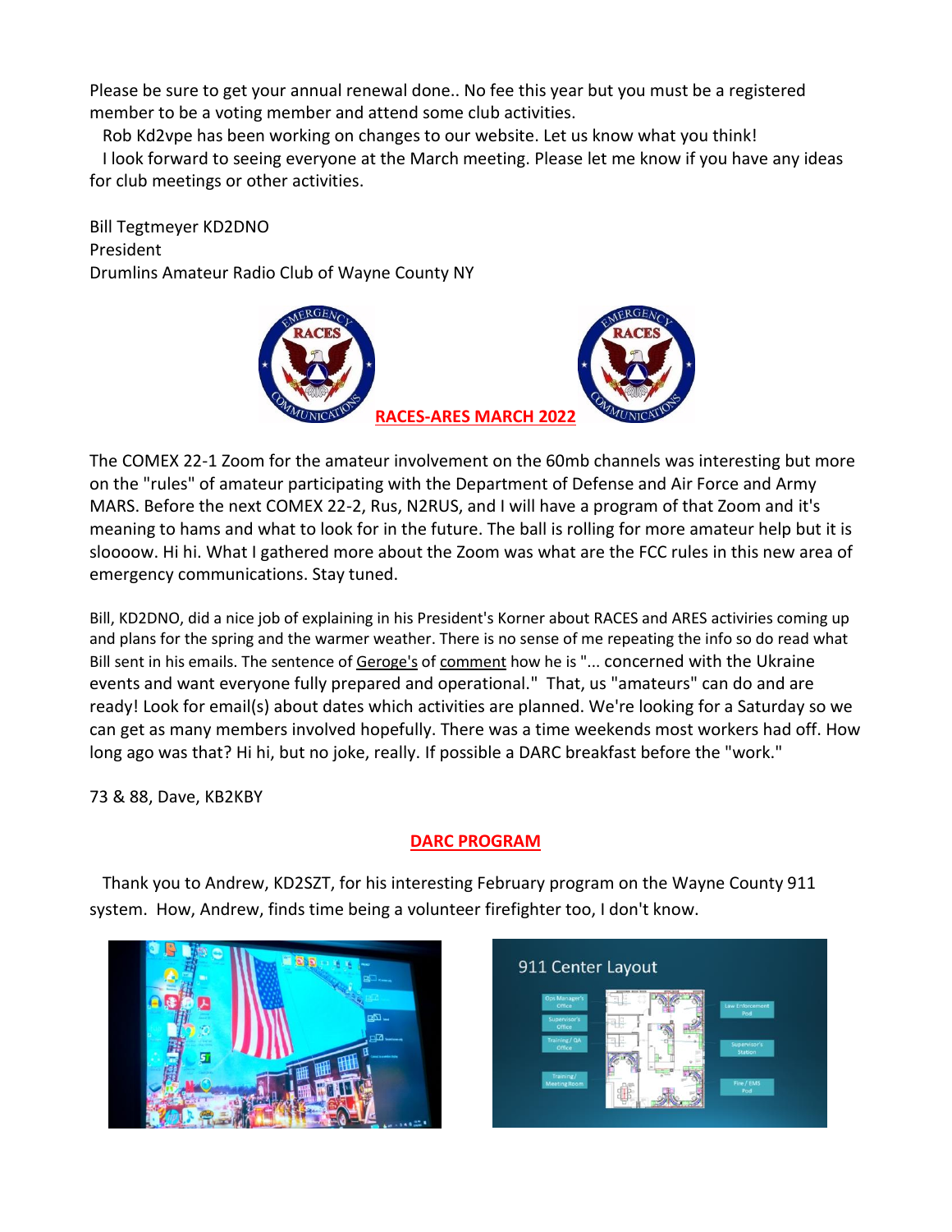Please be sure to get your annual renewal done.. No fee this year but you must be a registered member to be a voting member and attend some club activities.

Rob Kd2vpe has been working on changes to our website. Let us know what you think!

I look forward to seeing everyone at the March meeting. Please let me know if you have any ideas for club meetings or other activities.

Bill Tegtmeyer KD2DNO
President
Drumlins Amateur Radio Club of Wayne County NY

## RACES-ARES MARCH 2022

The COMEX 22-1 Zoom for the amateur involvement on the 60mb channels was interesting but more on the "rules" of amateur participating with the Department of Defense and Air Force and Army MARS. Before the next COMEX 22-2, Rus, N2RUS, and I will have a program of that Zoom and it's meaning to hams and what to look for in the future. The ball is rolling for more amateur help but it is sloooow. Hi hi. What I gathered more about the Zoom was what are the FCC rules in this new area of emergency communications. Stay tuned.

Bill, KD2DNO, did a nice job of explaining in his President's Korner about RACES and ARES activiries coming up and plans for the spring and the warmer weather. There is no sense of me repeating the info so do read what Bill sent in his emails. The sentence of Geroge's of comment how he is "... concerned with the Ukraine events and want everyone fully prepared and operational." That, us "amateurs" can do and are ready! Look for email(s) about dates which activities are planned. We're looking for a Saturday so we can get as many members involved hopefully. There was a time weekends most workers had off. How long ago was that? Hi hi, but no joke, really. If possible a DARC breakfast before the "work."

73 & 88, Dave, KB2KBY

## DARC PROGRAM

Thank you to Andrew, KD2SZT, for his interesting February program on the Wayne County 911 system. How, Andrew, finds time being a volunteer firefighter too, I don't know.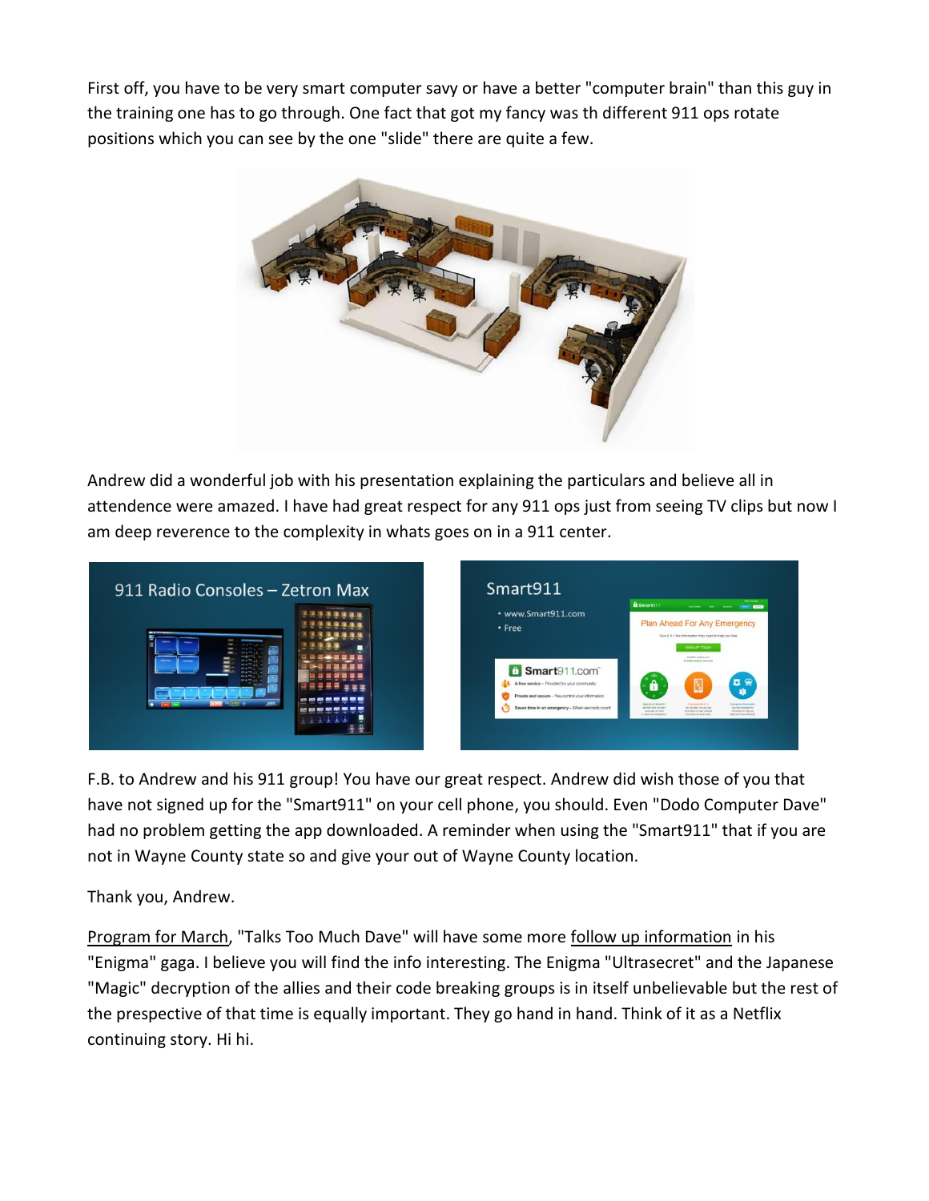First off, you have to be very smart computer savy or have a better "computer brain" than this guy in the training one has to go through. One fact that got my fancy was th different 911 ops rotate positions which you can see by the one "slide" there are quite a few.

Andrew did a wonderful job with his presentation explaining the particulars and believe all in attendence were amazed. I have had great respect for any 911 ops just from seeing TV clips but now I am deep reverence to the complexity in whats goes on in a 911 center.

F.B. to Andrew and his 911 group! You have our great respect. Andrew did wish those of you that have not signed up for the "Smart911" on your cell phone, you should. Even "Dodo Computer Dave" had no problem getting the app downloaded. A reminder when using the "Smart911" that if you are not in Wayne County state so and give your out of Wayne County location.

Thank you, Andrew.

Program for March, "Talks Too Much Dave" will have some more follow up information in his "Enigma" gaga. I believe you will find the info interesting. The Enigma "Ultrasecret" and the Japanese "Magic" decryption of the allies and their code breaking groups is in itself unbelievable but the rest of the prespective of that time is equally important. They go hand in hand. Think of it as a Netflix continuing story. Hi hi.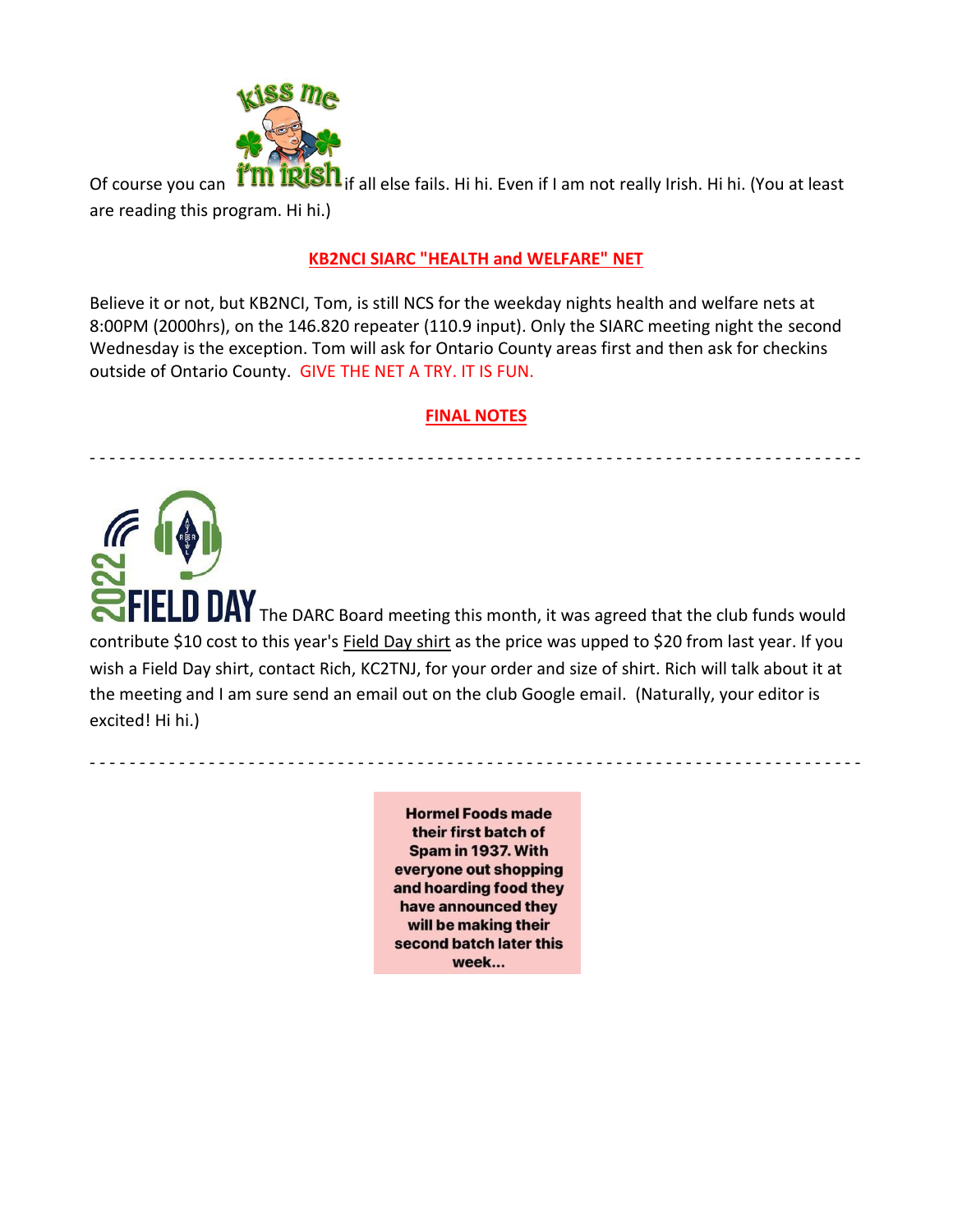Of course you can "kiss me I'm Irish" if all else fails. Hi hi. Even if I am not really Irish. Hi hi. (You at least are reading this program. Hi hi.)

## KB2NCI SIARC "HEALTH and WELFARE" NET

Believe it or not, but KB2NCI, Tom, is still NCS for the weekday nights health and welfare nets at 8:00PM (2000hrs), on the 146.820 repeater (110.9 input). Only the SIARC meeting night the second Wednesday is the exception. Tom will ask for Ontario County areas first and then ask for checkins outside of Ontario County. GIVE THE NET A TRY. IT IS FUN.

## FINAL NOTES

- - - - - - - - - - - - - - - - - - - - - - - - - - - - - - - - - - - - - - - - - - - - - - - - - - - - - - - - - - - - - - - - - -

2022 FIELD DAY The DARC Board meeting this month, it was agreed that the club funds would contribute $10 cost to this year's Field Day shirt as the price was upped to $20 from last year. If you wish a Field Day shirt, contact Rich, KC2TNJ, for your order and size of shirt. Rich will talk about it at the meeting and I am sure send an email out on the club Google email. (Naturally, your editor is excited! Hi hi.)

- - - - - - - - - - - - - - - - - - - - - - - - - - - - - - - - - - - - - - - - - - - - - - - - - - - - - - - - - - - - - - - - - -

**Hormel Foods made their first batch of Spam in 1937. With everyone out shopping and hoarding food they have announced they will be making their second batch later this week...**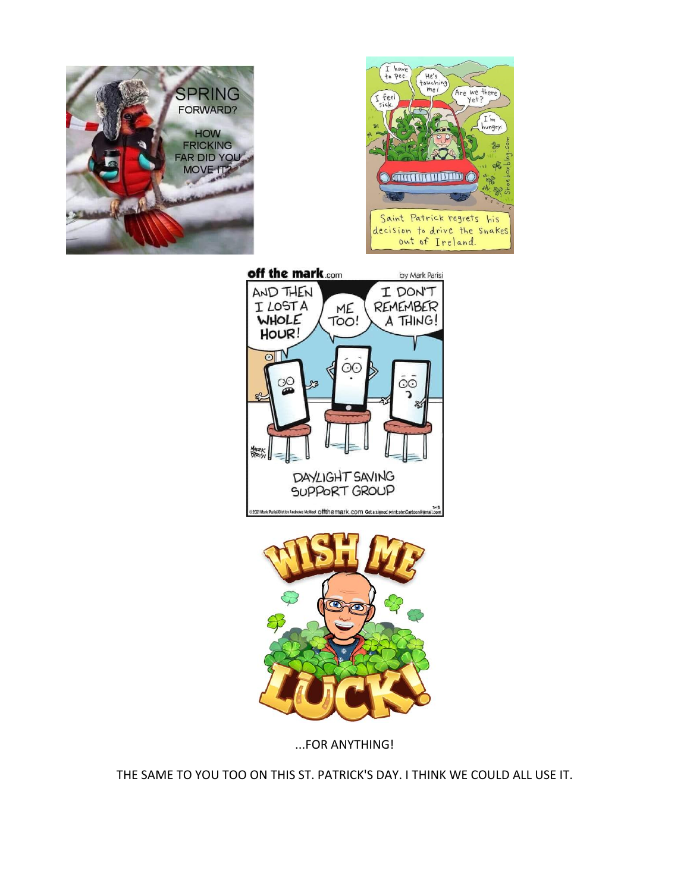...FOR ANYTHING!

THE SAME TO YOU TOO ON THIS ST. PATRICK'S DAY. I THINK WE COULD ALL USE IT.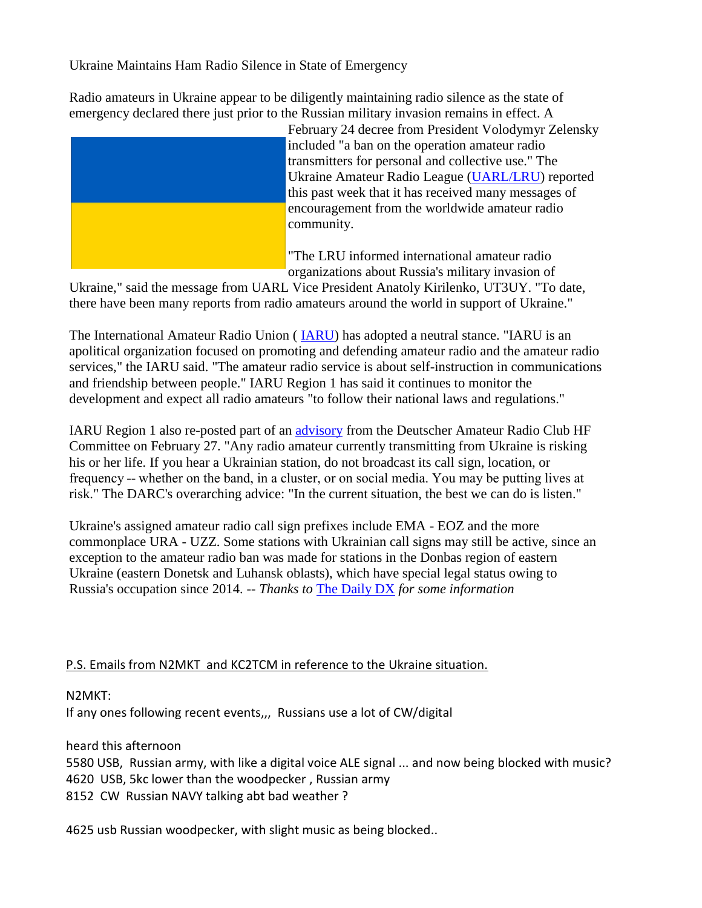Ukraine Maintains Ham Radio Silence in State of Emergency

Radio amateurs in Ukraine appear to be diligently maintaining radio silence as the state of emergency declared there just prior to the Russian military invasion remains in effect. A February 24 decree from President Volodymyr Zelensky included "a ban on the operation amateur radio transmitters for personal and collective use." The Ukraine Amateur Radio League (UARL/LRU) reported this past week that it has received many messages of encouragement from the worldwide amateur radio community.

"The LRU informed international amateur radio organizations about Russia's military invasion of Ukraine," said the message from UARL Vice President Anatoly Kirilenko, UT3UY. "To date, there have been many reports from radio amateurs around the world in support of Ukraine."

The International Amateur Radio Union ( IARU) has adopted a neutral stance. "IARU is an apolitical organization focused on promoting and defending amateur radio and the amateur radio services," the IARU said. "The amateur radio service is about self-instruction in communications and friendship between people." IARU Region 1 has said it continues to monitor the development and expect all radio amateurs "to follow their national laws and regulations."

IARU Region 1 also re-posted part of an advisory from the Deutscher Amateur Radio Club HF Committee on February 27. "Any radio amateur currently transmitting from Ukraine is risking his or her life. If you hear a Ukrainian station, do not broadcast its call sign, location, or frequency -- whether on the band, in a cluster, or on social media. You may be putting lives at risk." The DARC's overarching advice: "In the current situation, the best we can do is listen."

Ukraine's assigned amateur radio call sign prefixes include EMA - EOZ and the more commonplace URA - UZZ. Some stations with Ukrainian call signs may still be active, since an exception to the amateur radio ban was made for stations in the Donbas region of eastern Ukraine (eastern Donetsk and Luhansk oblasts), which have special legal status owing to Russia's occupation since 2014. -- *Thanks to* The Daily DX *for some information*

P.S. Emails from N2MKT and KC2TCM in reference to the Ukraine situation.

N2MKT:
If any ones following recent events,,, Russians use a lot of CW/digital

heard this afternoon
5580 USB, Russian army, with like a digital voice ALE signal ... and now being blocked with music?
4620 USB, 5kc lower than the woodpecker , Russian army
8152 CW Russian NAVY talking abt bad weather ?

4625 usb Russian woodpecker, with slight music as being blocked..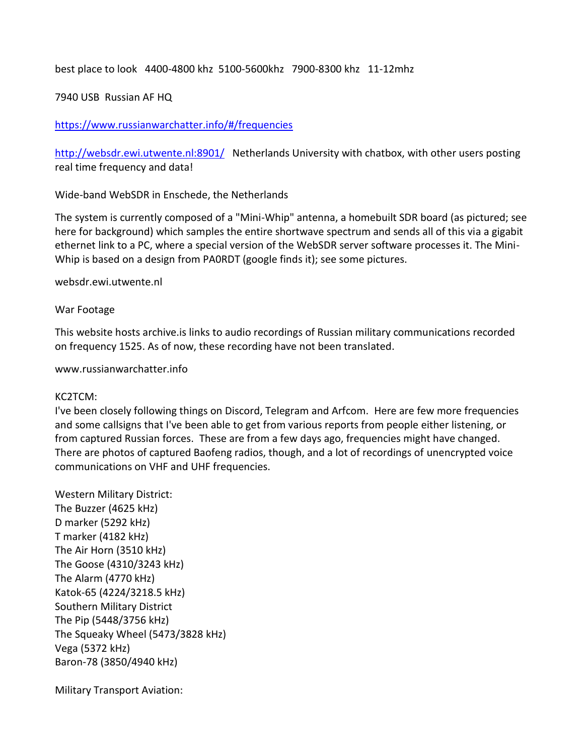best place to look 4400-4800 khz 5100-5600khz 7900-8300 khz 11-12mhz

7940 USB Russian AF HQ

https://www.russianwarchatter.info/#/frequencies

http://websdr.ewi.utwente.nl:8901/ Netherlands University with chatbox, with other users posting real time frequency and data!

Wide-band WebSDR in Enschede, the Netherlands

The system is currently composed of a "Mini-Whip" antenna, a homebuilt SDR board (as pictured; see here for background) which samples the entire shortwave spectrum and sends all of this via a gigabit ethernet link to a PC, where a special version of the WebSDR server software processes it. The Mini-Whip is based on a design from PA0RDT (google finds it); see some pictures.

websdr.ewi.utwente.nl

War Footage

This website hosts archive.is links to audio recordings of Russian military communications recorded on frequency 1525. As of now, these recording have not been translated.

www.russianwarchatter.info

KC2TCM:
I've been closely following things on Discord, Telegram and Arfcom. Here are few more frequencies and some callsigns that I've been able to get from various reports from people either listening, or from captured Russian forces. These are from a few days ago, frequencies might have changed. There are photos of captured Baofeng radios, though, and a lot of recordings of unencrypted voice communications on VHF and UHF frequencies.

Western Military District:
The Buzzer (4625 kHz)
D marker (5292 kHz)
T marker (4182 kHz)
The Air Horn (3510 kHz)
The Goose (4310/3243 kHz)
The Alarm (4770 kHz)
Katok-65 (4224/3218.5 kHz)
Southern Military District
The Pip (5448/3756 kHz)
The Squeaky Wheel (5473/3828 kHz)
Vega (5372 kHz)
Baron-78 (3850/4940 kHz)

Military Transport Aviation: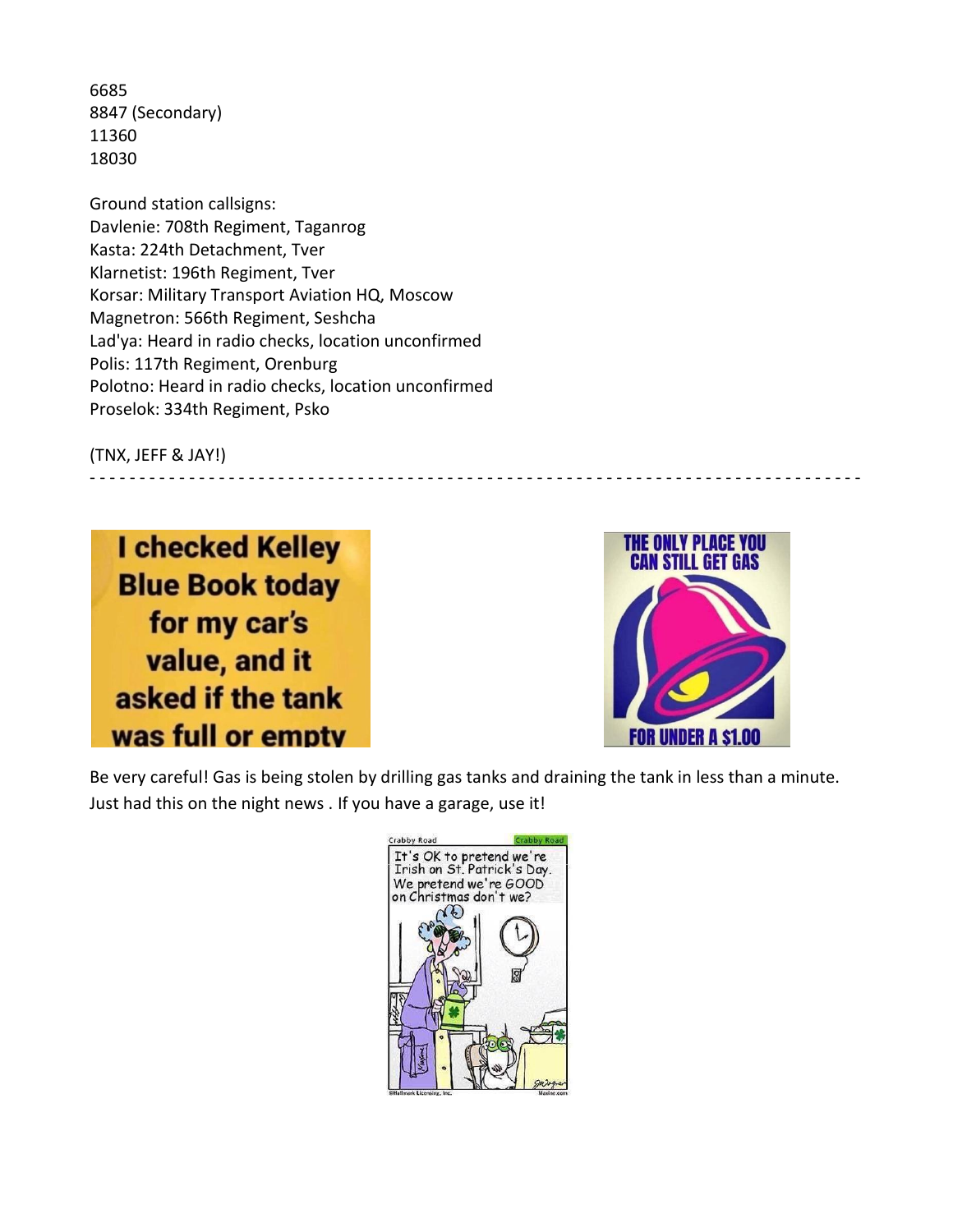6685
8847 (Secondary)
11360
18030

Ground station callsigns:
Davlenie: 708th Regiment, Taganrog
Kasta: 224th Detachment, Tver
Klarnetist: 196th Regiment, Tver
Korsar: Military Transport Aviation HQ, Moscow
Magnetron: 566th Regiment, Seshcha
Lad'ya: Heard in radio checks, location unconfirmed
Polis: 117th Regiment, Orenburg
Polotno: Heard in radio checks, location unconfirmed
Proselok: 334th Regiment, Psko

(TNX, JEFF & JAY!)

---

I checked Kelley Blue Book today for my car's value, and it asked if the tank was full or empty

THE ONLY PLACE YOU CAN STILL GET GAS FOR UNDER A $1.00

Be very careful! Gas is being stolen by drilling gas tanks and draining the tank in less than a minute. Just had this on the night news . If you have a garage, use it!

Crabby Road

It's OK to pretend we're Irish on St. Patrick's Day. We pretend we're GOOD on Christmas don't we?